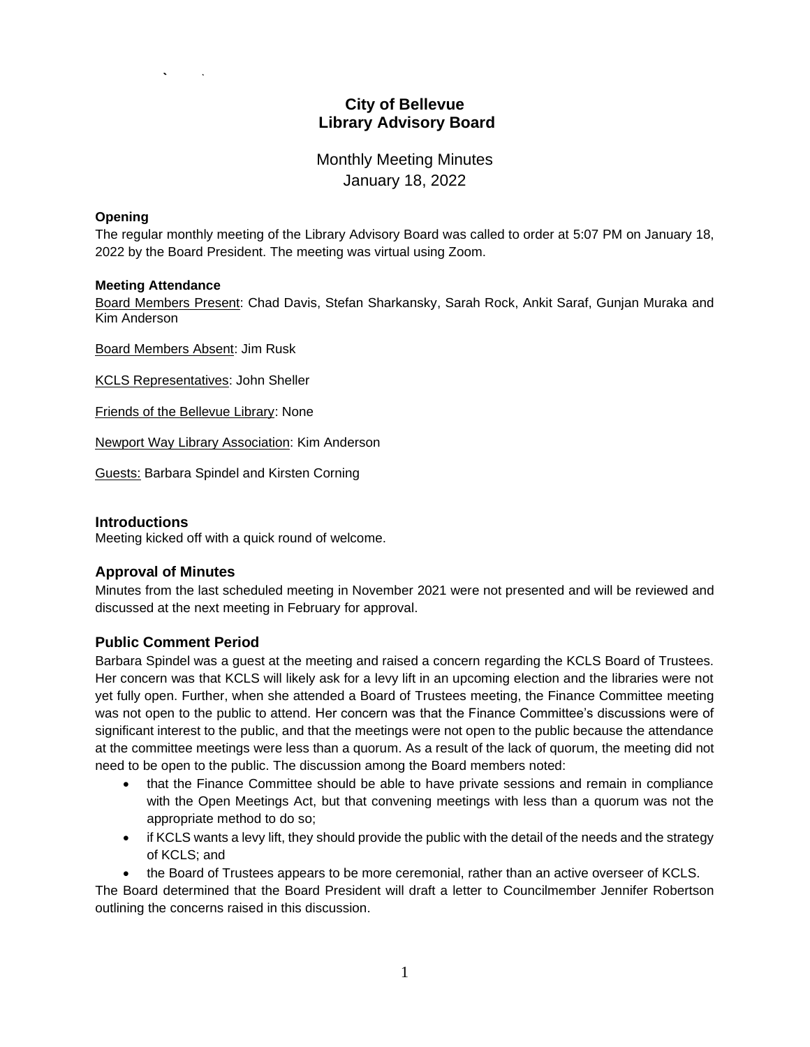# City of Bellevue
# Library Advisory Board

## Monthly Meeting Minutes
## January 18, 2022

**Opening**

The regular monthly meeting of the Library Advisory Board was called to order at 5:07 PM on January 18, 2022 by the Board President. The meeting was virtual using Zoom.

**Meeting Attendance**

Board Members Present: Chad Davis, Stefan Sharkansky, Sarah Rock, Ankit Saraf, Gunjan Muraka and Kim Anderson

Board Members Absent: Jim Rusk

KCLS Representatives: John Sheller

Friends of the Bellevue Library: None

Newport Way Library Association: Kim Anderson

Guests: Barbara Spindel and Kirsten Corning

### Introductions

Meeting kicked off with a quick round of welcome.

### Approval of Minutes

Minutes from the last scheduled meeting in November 2021 were not presented and will be reviewed and discussed at the next meeting in February for approval.

### Public Comment Period

Barbara Spindel was a guest at the meeting and raised a concern regarding the KCLS Board of Trustees. Her concern was that KCLS will likely ask for a levy lift in an upcoming election and the libraries were not yet fully open. Further, when she attended a Board of Trustees meeting, the Finance Committee meeting was not open to the public to attend. Her concern was that the Finance Committee's discussions were of significant interest to the public, and that the meetings were not open to the public because the attendance at the committee meetings were less than a quorum. As a result of the lack of quorum, the meeting did not need to be open to the public. The discussion among the Board members noted:

- that the Finance Committee should be able to have private sessions and remain in compliance with the Open Meetings Act, but that convening meetings with less than a quorum was not the appropriate method to do so;
- if KCLS wants a levy lift, they should provide the public with the detail of the needs and the strategy of KCLS; and
- the Board of Trustees appears to be more ceremonial, rather than an active overseer of KCLS.

The Board determined that the Board President will draft a letter to Councilmember Jennifer Robertson outlining the concerns raised in this discussion.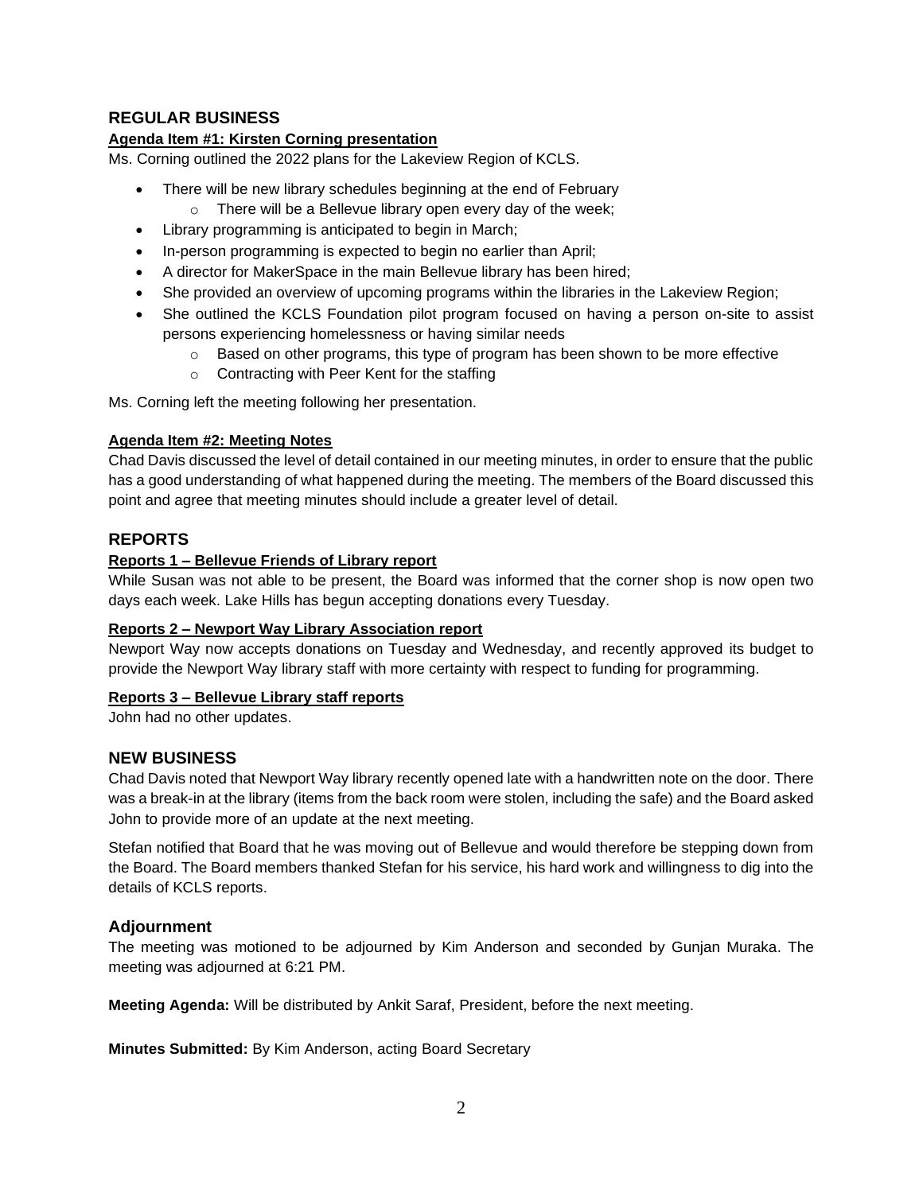## REGULAR BUSINESS

**Agenda Item #1: Kirsten Corning presentation**

Ms. Corning outlined the 2022 plans for the Lakeview Region of KCLS.

- There will be new library schedules beginning at the end of February
  - There will be a Bellevue library open every day of the week;
- Library programming is anticipated to begin in March;
- In-person programming is expected to begin no earlier than April;
- A director for MakerSpace in the main Bellevue library has been hired;
- She provided an overview of upcoming programs within the libraries in the Lakeview Region;
- She outlined the KCLS Foundation pilot program focused on having a person on-site to assist persons experiencing homelessness or having similar needs
  - Based on other programs, this type of program has been shown to be more effective
  - Contracting with Peer Kent for the staffing

Ms. Corning left the meeting following her presentation.

**Agenda Item #2: Meeting Notes**

Chad Davis discussed the level of detail contained in our meeting minutes, in order to ensure that the public has a good understanding of what happened during the meeting. The members of the Board discussed this point and agree that meeting minutes should include a greater level of detail.

## REPORTS

**Reports 1 – Bellevue Friends of Library report**

While Susan was not able to be present, the Board was informed that the corner shop is now open two days each week. Lake Hills has begun accepting donations every Tuesday.

**Reports 2 – Newport Way Library Association report**

Newport Way now accepts donations on Tuesday and Wednesday, and recently approved its budget to provide the Newport Way library staff with more certainty with respect to funding for programming.

**Reports 3 – Bellevue Library staff reports**

John had no other updates.

## NEW BUSINESS

Chad Davis noted that Newport Way library recently opened late with a handwritten note on the door. There was a break-in at the library (items from the back room were stolen, including the safe) and the Board asked John to provide more of an update at the next meeting.

Stefan notified that Board that he was moving out of Bellevue and would therefore be stepping down from the Board. The Board members thanked Stefan for his service, his hard work and willingness to dig into the details of KCLS reports.

## Adjournment

The meeting was motioned to be adjourned by Kim Anderson and seconded by Gunjan Muraka. The meeting was adjourned at 6:21 PM.

**Meeting Agenda:** Will be distributed by Ankit Saraf, President, before the next meeting.

**Minutes Submitted:** By Kim Anderson, acting Board Secretary